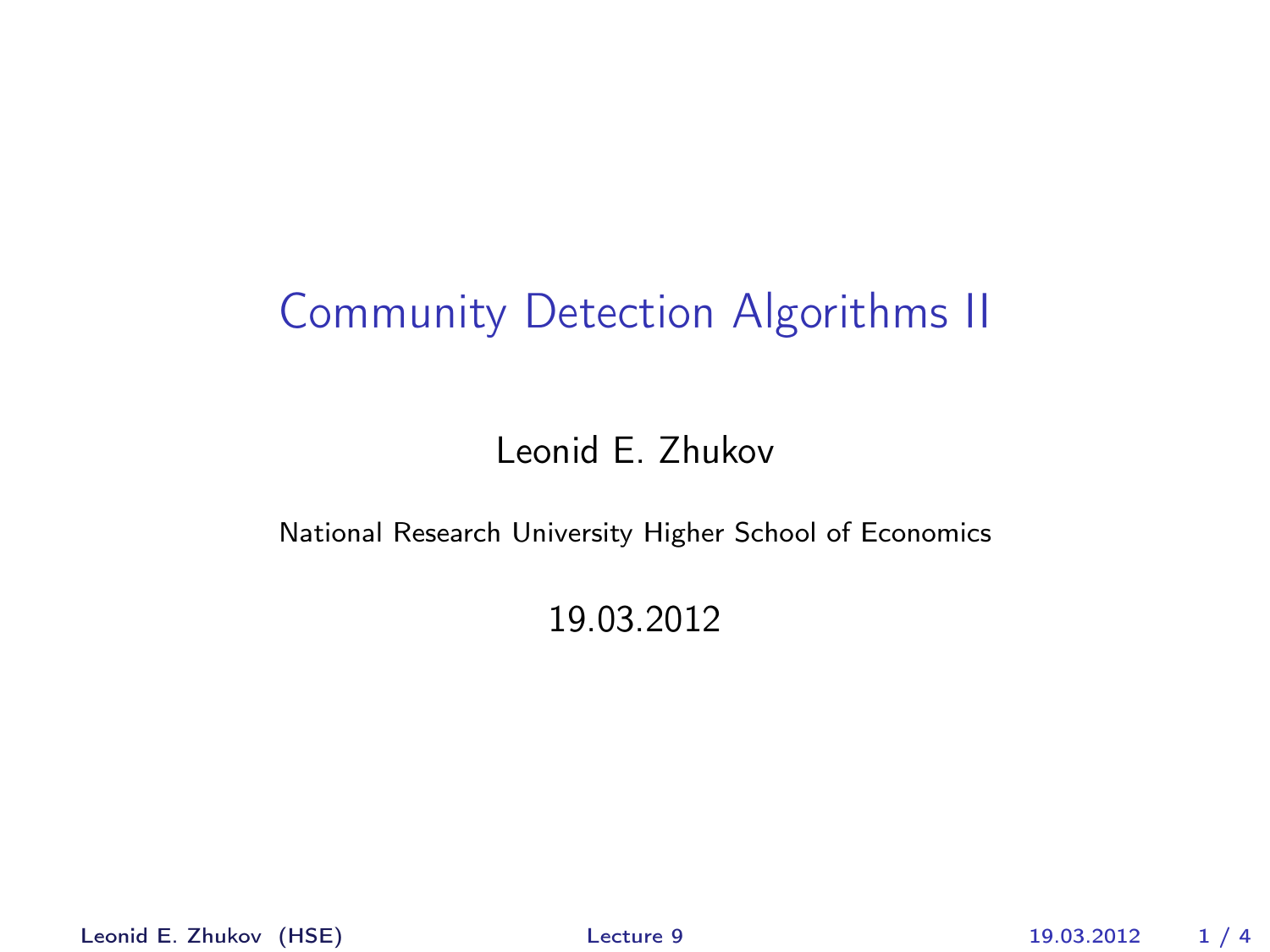# Community Detection Algorithms II

Leonid E. Zhukov

National Research University Higher School of Economics

19.03.2012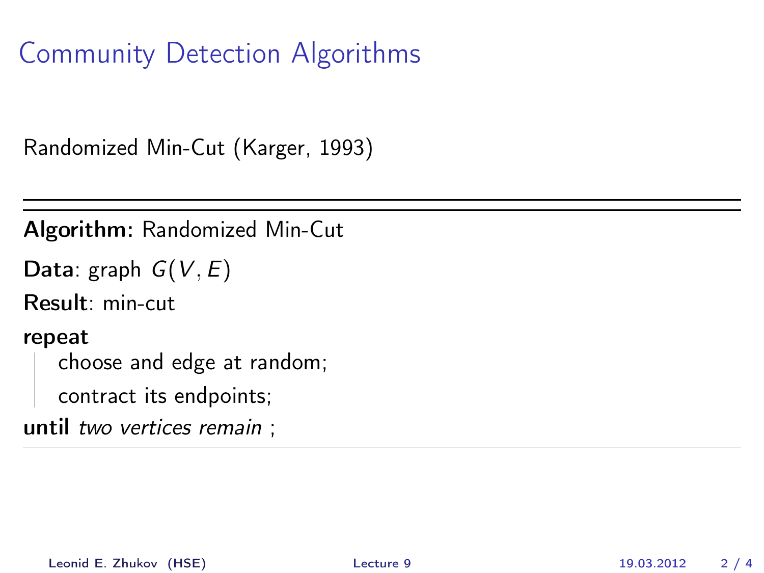# Community Detection Algorithms

Randomized Min-Cut (Karger, 1993)

---

**Algorithm:** Randomized Min-Cut

**Data**: graph $G(V, E)$

**Result**: min-cut

**repeat**

  choose and edge at random;

  contract its endpoints;

**until** *two vertices remain* ;

---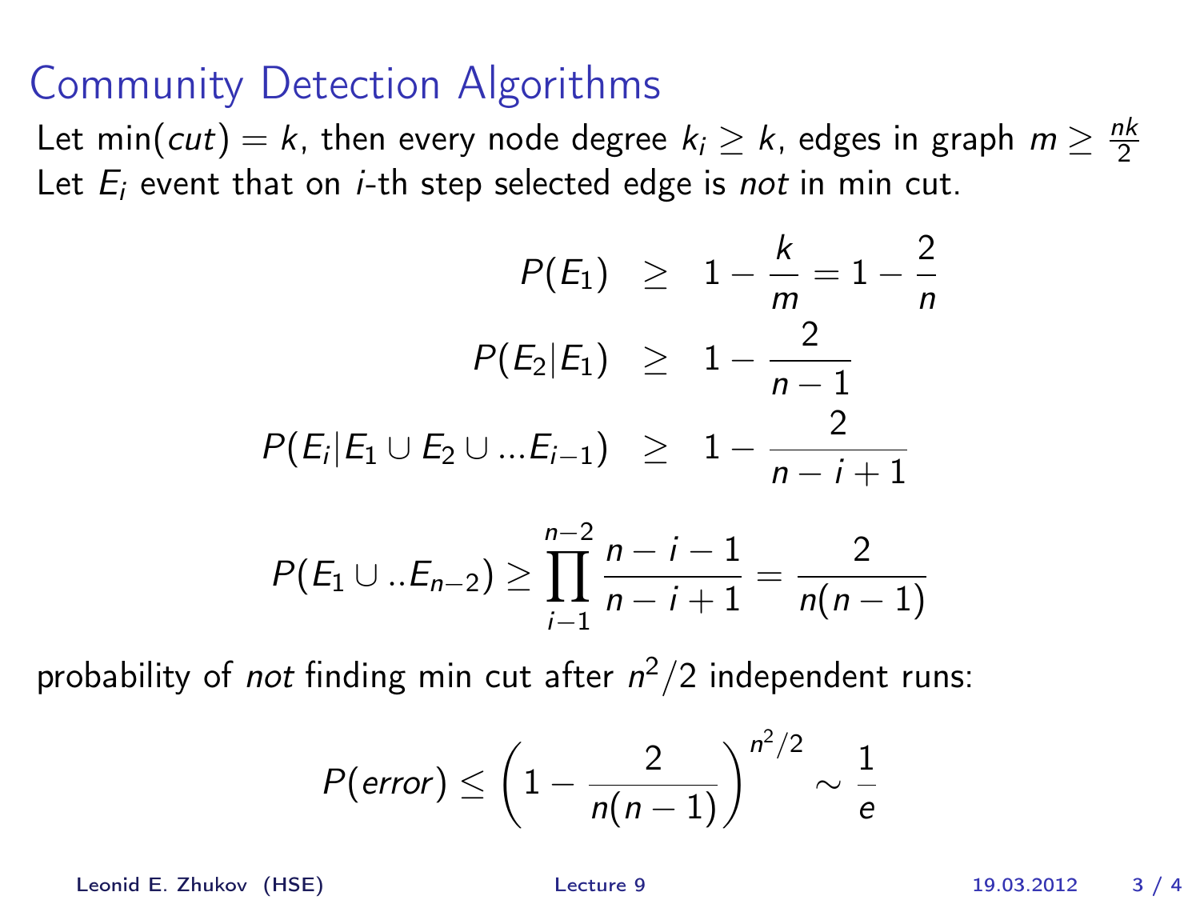# Community Detection Algorithms

Let $\min(cut) = k$, then every node degree $k_i \geq k$, edges in graph $m \geq \frac{nk}{2}$
Let $E_i$ event that on $i$-th step selected edge is *not* in min cut.

$$
\begin{aligned}
P(E_1) &\geq 1 - \frac{k}{m} = 1 - \frac{2}{n} \\
P(E_2|E_1) &\geq 1 - \frac{2}{n-1} \\
P(E_i|E_1 \cup E_2 \cup ...E_{i-1}) &\geq 1 - \frac{2}{n-i+1}
\end{aligned}
$$

$$
P(E_1 \cup ..E_{n-2}) \geq \prod_{i-1}^{n-2} \frac{n-i-1}{n-i+1} = \frac{2}{n(n-1)}
$$

probability of *not* finding min cut after $n^2/2$ independent runs:

$$
P(error) \leq \left(1 - \frac{2}{n(n-1)}\right)^{n^2/2} \sim \frac{1}{e}
$$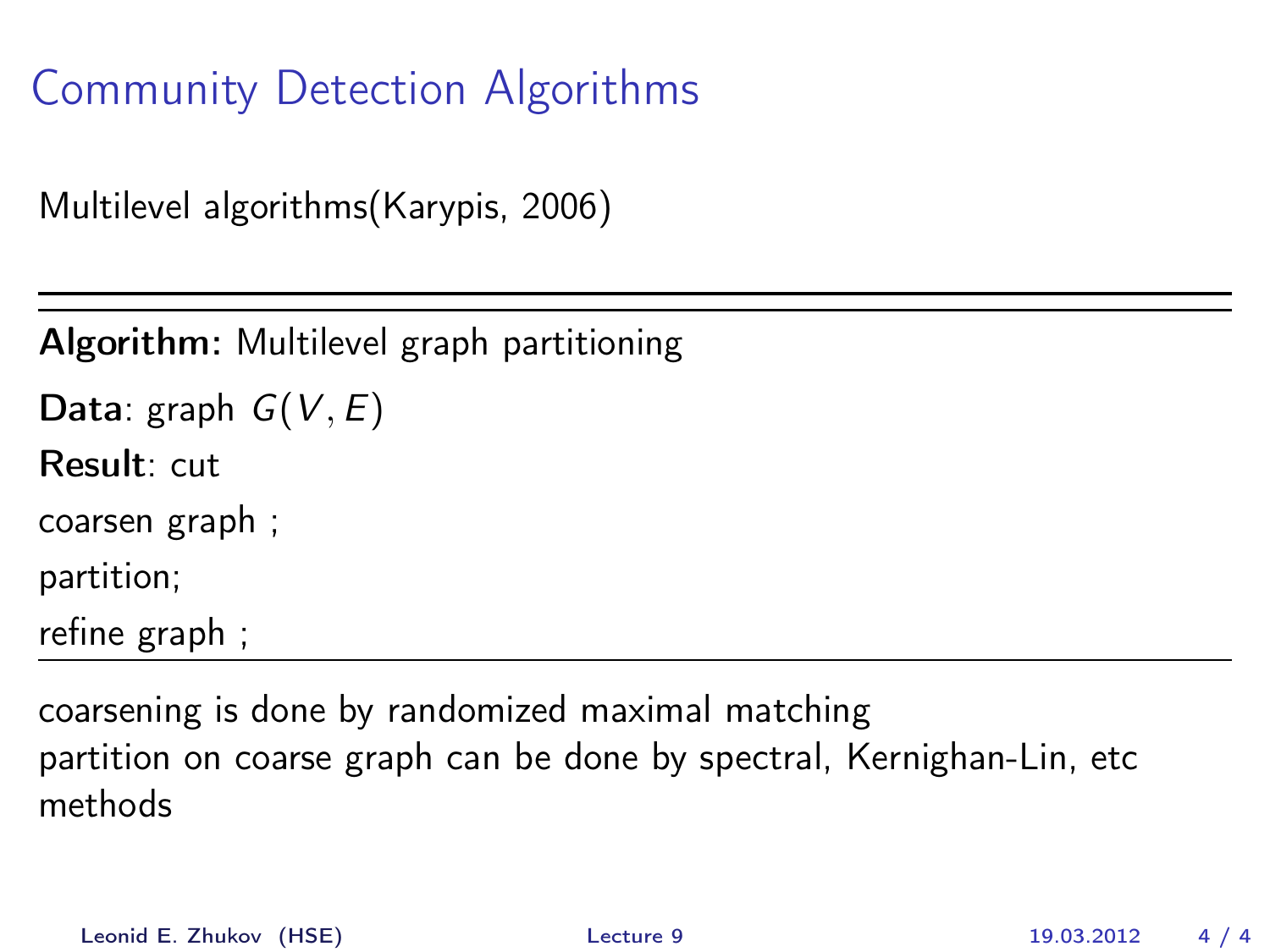# Community Detection Algorithms

Multilevel algorithms(Karypis, 2006)

---

**Algorithm:** Multilevel graph partitioning

**Data**: graph $G(V, E)$

**Result**: cut

coarsen graph ;

partition;

refine graph ;

---

coarsening is done by randomized maximal matching
partition on coarse graph can be done by spectral, Kernighan-Lin, etc methods